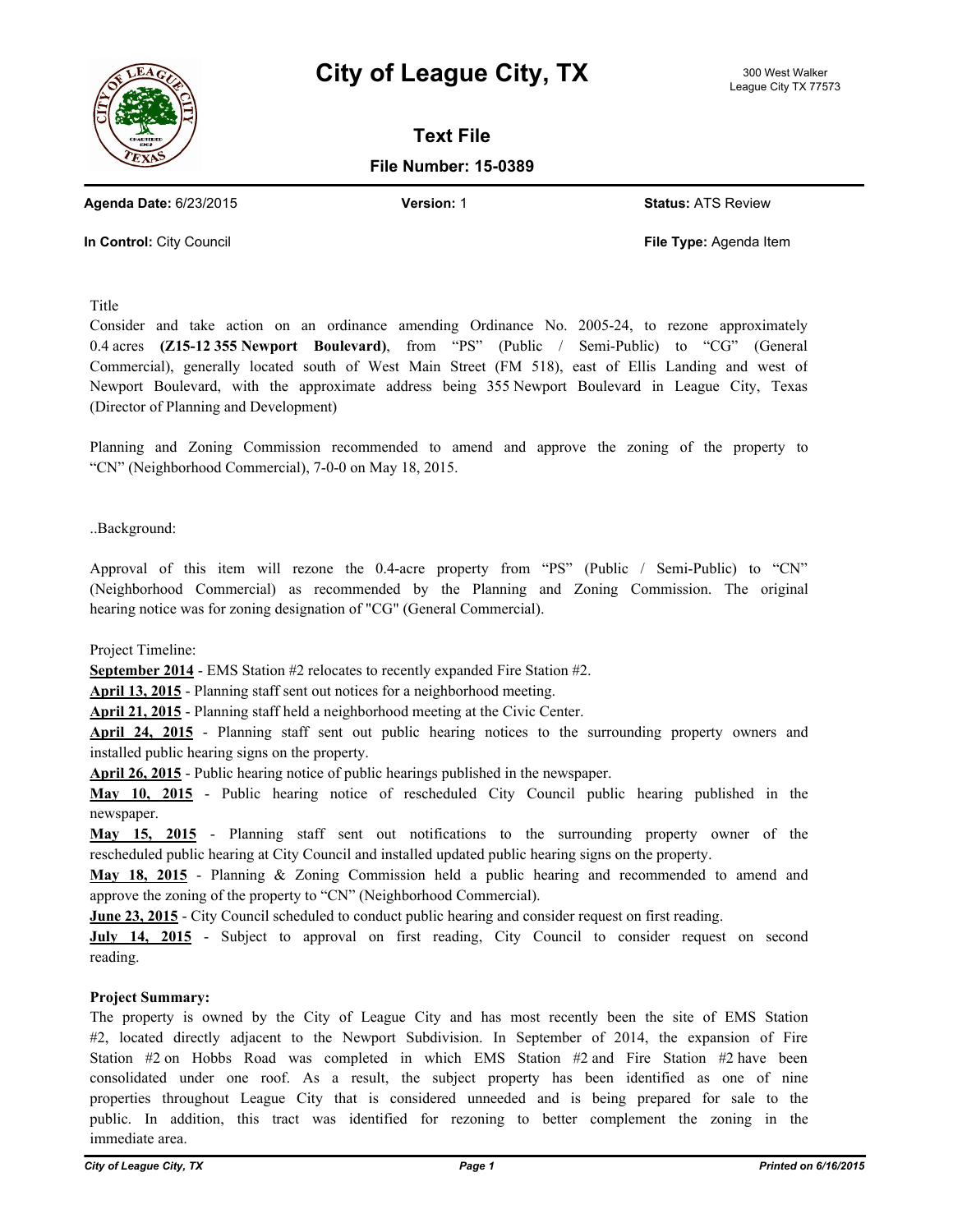# City of League City, TX

300 West Walker
League City TX 77573

## Text File

**File Number: 15-0389**

**Agenda Date:** 6/23/2015 **Version:** 1 **Status:** ATS Review

**In Control:** City Council **File Type:** Agenda Item

Title

Consider and take action on an ordinance amending Ordinance No. 2005-24, to rezone approximately 0.4 acres **(Z15-12 355 Newport Boulevard)**, from "PS" (Public / Semi-Public) to "CG" (General Commercial), generally located south of West Main Street (FM 518), east of Ellis Landing and west of Newport Boulevard, with the approximate address being 355 Newport Boulevard in League City, Texas (Director of Planning and Development)

Planning and Zoning Commission recommended to amend and approve the zoning of the property to "CN" (Neighborhood Commercial), 7-0-0 on May 18, 2015.

..Background:

Approval of this item will rezone the 0.4-acre property from "PS" (Public / Semi-Public) to "CN" (Neighborhood Commercial) as recommended by the Planning and Zoning Commission. The original hearing notice was for zoning designation of "CG" (General Commercial).

Project Timeline:

**September 2014** - EMS Station #2 relocates to recently expanded Fire Station #2.

**April 13, 2015** - Planning staff sent out notices for a neighborhood meeting.

**April 21, 2015** - Planning staff held a neighborhood meeting at the Civic Center.

**April 24, 2015** - Planning staff sent out public hearing notices to the surrounding property owners and installed public hearing signs on the property.

**April 26, 2015** - Public hearing notice of public hearings published in the newspaper.

**May 10, 2015** - Public hearing notice of rescheduled City Council public hearing published in the newspaper.

**May 15, 2015** - Planning staff sent out notifications to the surrounding property owner of the rescheduled public hearing at City Council and installed updated public hearing signs on the property.

**May 18, 2015** - Planning & Zoning Commission held a public hearing and recommended to amend and approve the zoning of the property to "CN" (Neighborhood Commercial).

**June 23, 2015** - City Council scheduled to conduct public hearing and consider request on first reading.

**July 14, 2015** - Subject to approval on first reading, City Council to consider request on second reading.

**Project Summary:**

The property is owned by the City of League City and has most recently been the site of EMS Station #2, located directly adjacent to the Newport Subdivision. In September of 2014, the expansion of Fire Station #2 on Hobbs Road was completed in which EMS Station #2 and Fire Station #2 have been consolidated under one roof. As a result, the subject property has been identified as one of nine properties throughout League City that is considered unneeded and is being prepared for sale to the public. In addition, this tract was identified for rezoning to better complement the zoning in the immediate area.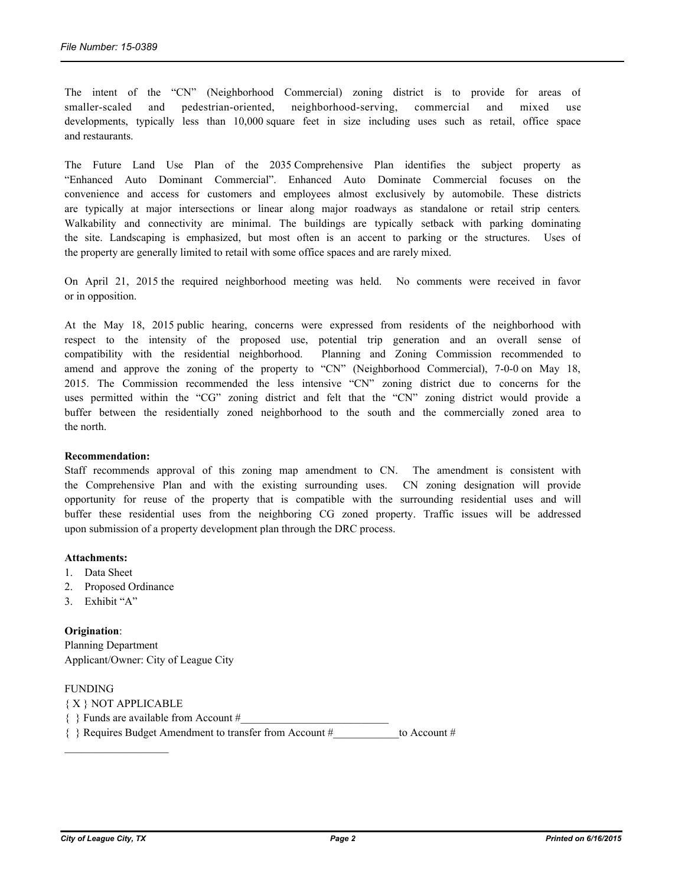The intent of the "CN" (Neighborhood Commercial) zoning district is to provide for areas of smaller-scaled and pedestrian-oriented, neighborhood-serving, commercial and mixed use developments, typically less than 10,000 square feet in size including uses such as retail, office space and restaurants.

The Future Land Use Plan of the 2035 Comprehensive Plan identifies the subject property as "Enhanced Auto Dominant Commercial". Enhanced Auto Dominate Commercial focuses on the convenience and access for customers and employees almost exclusively by automobile. These districts are typically at major intersections or linear along major roadways as standalone or retail strip centers. Walkability and connectivity are minimal. The buildings are typically setback with parking dominating the site. Landscaping is emphasized, but most often is an accent to parking or the structures. Uses of the property are generally limited to retail with some office spaces and are rarely mixed.

On April 21, 2015 the required neighborhood meeting was held. No comments were received in favor or in opposition.

At the May 18, 2015 public hearing, concerns were expressed from residents of the neighborhood with respect to the intensity of the proposed use, potential trip generation and an overall sense of compatibility with the residential neighborhood. Planning and Zoning Commission recommended to amend and approve the zoning of the property to "CN" (Neighborhood Commercial), 7-0-0 on May 18, 2015. The Commission recommended the less intensive "CN" zoning district due to concerns for the uses permitted within the "CG" zoning district and felt that the "CN" zoning district would provide a buffer between the residentially zoned neighborhood to the south and the commercially zoned area to the north.

**Recommendation:**

Staff recommends approval of this zoning map amendment to CN. The amendment is consistent with the Comprehensive Plan and with the existing surrounding uses. CN zoning designation will provide opportunity for reuse of the property that is compatible with the surrounding residential uses and will buffer these residential uses from the neighboring CG zoned property. Traffic issues will be addressed upon submission of a property development plan through the DRC process.

**Attachments:**

1. Data Sheet
2. Proposed Ordinance
3. Exhibit "A"

**Origination**:

Planning Department

Applicant/Owner: City of League City

FUNDING

{ X } NOT APPLICABLE

{ } Funds are available from Account #\_\_\_\_\_\_\_\_\_\_\_\_\_\_\_\_\_\_\_\_\_\_\_\_\_\_\_\_

{ } Requires Budget Amendment to transfer from Account #\_\_\_\_\_\_\_\_\_\_\_\_to Account # \_\_\_\_\_\_\_\_\_\_\_\_\_\_\_\_\_\_\_